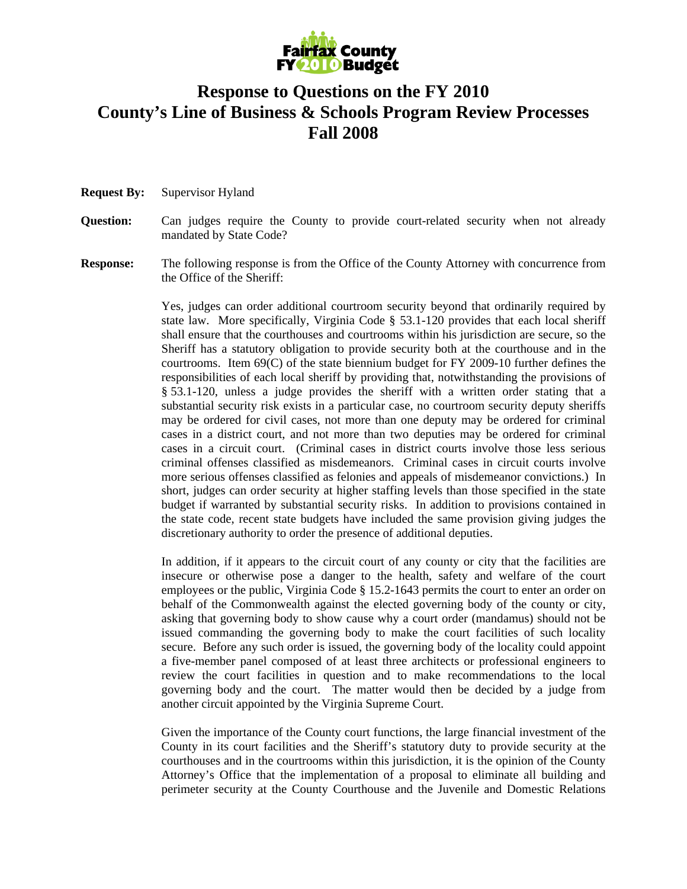**Fairfax County FY 2010 Budget**

# Response to Questions on the FY 2010 County's Line of Business & Schools Program Review Processes Fall 2008

**Request By:** Supervisor Hyland

**Question:** Can judges require the County to provide court-related security when not already mandated by State Code?

**Response:** The following response is from the Office of the County Attorney with concurrence from the Office of the Sheriff:

Yes, judges can order additional courtroom security beyond that ordinarily required by state law. More specifically, Virginia Code § 53.1-120 provides that each local sheriff shall ensure that the courthouses and courtrooms within his jurisdiction are secure, so the Sheriff has a statutory obligation to provide security both at the courthouse and in the courtrooms. Item 69(C) of the state biennium budget for FY 2009-10 further defines the responsibilities of each local sheriff by providing that, notwithstanding the provisions of § 53.1-120, unless a judge provides the sheriff with a written order stating that a substantial security risk exists in a particular case, no courtroom security deputy sheriffs may be ordered for civil cases, not more than one deputy may be ordered for criminal cases in a district court, and not more than two deputies may be ordered for criminal cases in a circuit court. (Criminal cases in district courts involve those less serious criminal offenses classified as misdemeanors. Criminal cases in circuit courts involve more serious offenses classified as felonies and appeals of misdemeanor convictions.) In short, judges can order security at higher staffing levels than those specified in the state budget if warranted by substantial security risks. In addition to provisions contained in the state code, recent state budgets have included the same provision giving judges the discretionary authority to order the presence of additional deputies.

In addition, if it appears to the circuit court of any county or city that the facilities are insecure or otherwise pose a danger to the health, safety and welfare of the court employees or the public, Virginia Code § 15.2-1643 permits the court to enter an order on behalf of the Commonwealth against the elected governing body of the county or city, asking that governing body to show cause why a court order (mandamus) should not be issued commanding the governing body to make the court facilities of such locality secure. Before any such order is issued, the governing body of the locality could appoint a five-member panel composed of at least three architects or professional engineers to review the court facilities in question and to make recommendations to the local governing body and the court. The matter would then be decided by a judge from another circuit appointed by the Virginia Supreme Court.

Given the importance of the County court functions, the large financial investment of the County in its court facilities and the Sheriff's statutory duty to provide security at the courthouses and in the courtrooms within this jurisdiction, it is the opinion of the County Attorney's Office that the implementation of a proposal to eliminate all building and perimeter security at the County Courthouse and the Juvenile and Domestic Relations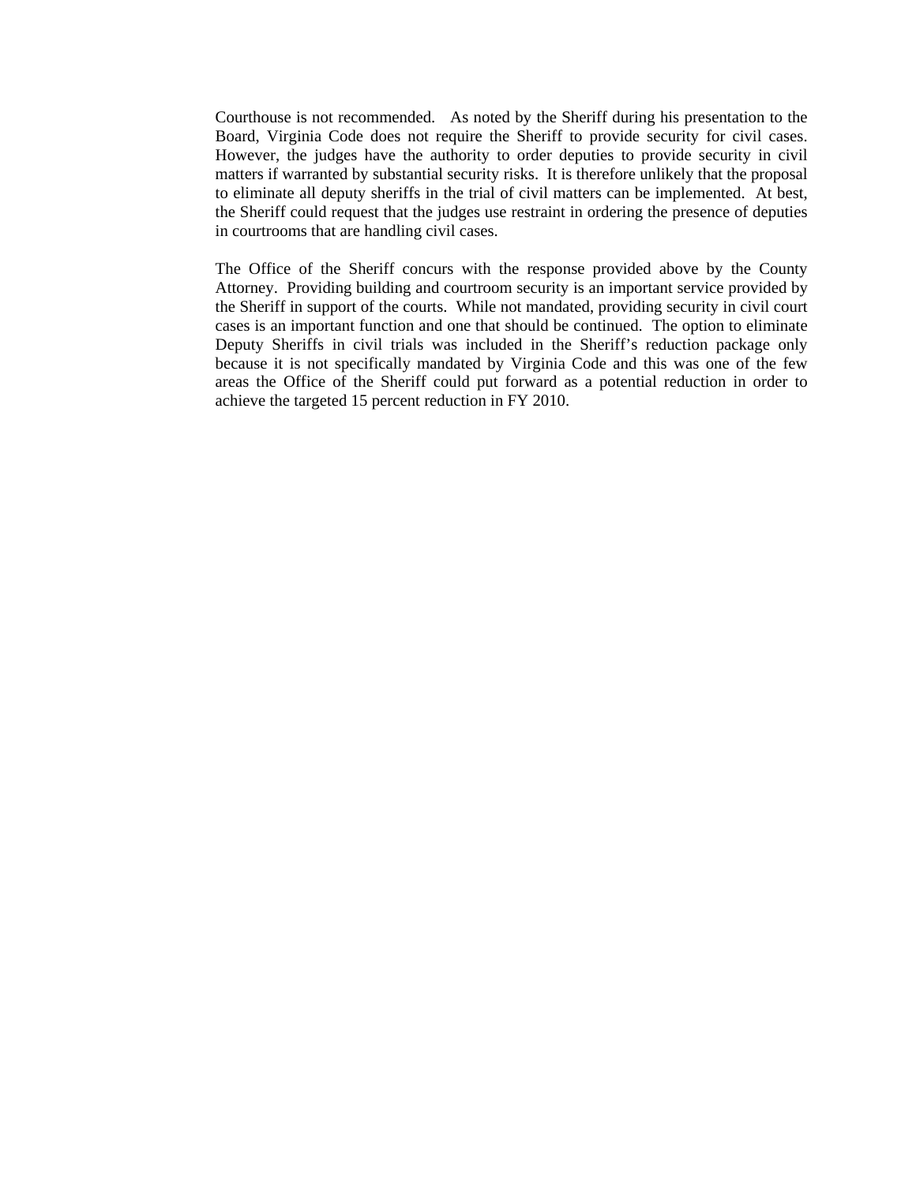Courthouse is not recommended. As noted by the Sheriff during his presentation to the Board, Virginia Code does not require the Sheriff to provide security for civil cases. However, the judges have the authority to order deputies to provide security in civil matters if warranted by substantial security risks. It is therefore unlikely that the proposal to eliminate all deputy sheriffs in the trial of civil matters can be implemented. At best, the Sheriff could request that the judges use restraint in ordering the presence of deputies in courtrooms that are handling civil cases.

The Office of the Sheriff concurs with the response provided above by the County Attorney. Providing building and courtroom security is an important service provided by the Sheriff in support of the courts. While not mandated, providing security in civil court cases is an important function and one that should be continued. The option to eliminate Deputy Sheriffs in civil trials was included in the Sheriff's reduction package only because it is not specifically mandated by Virginia Code and this was one of the few areas the Office of the Sheriff could put forward as a potential reduction in order to achieve the targeted 15 percent reduction in FY 2010.